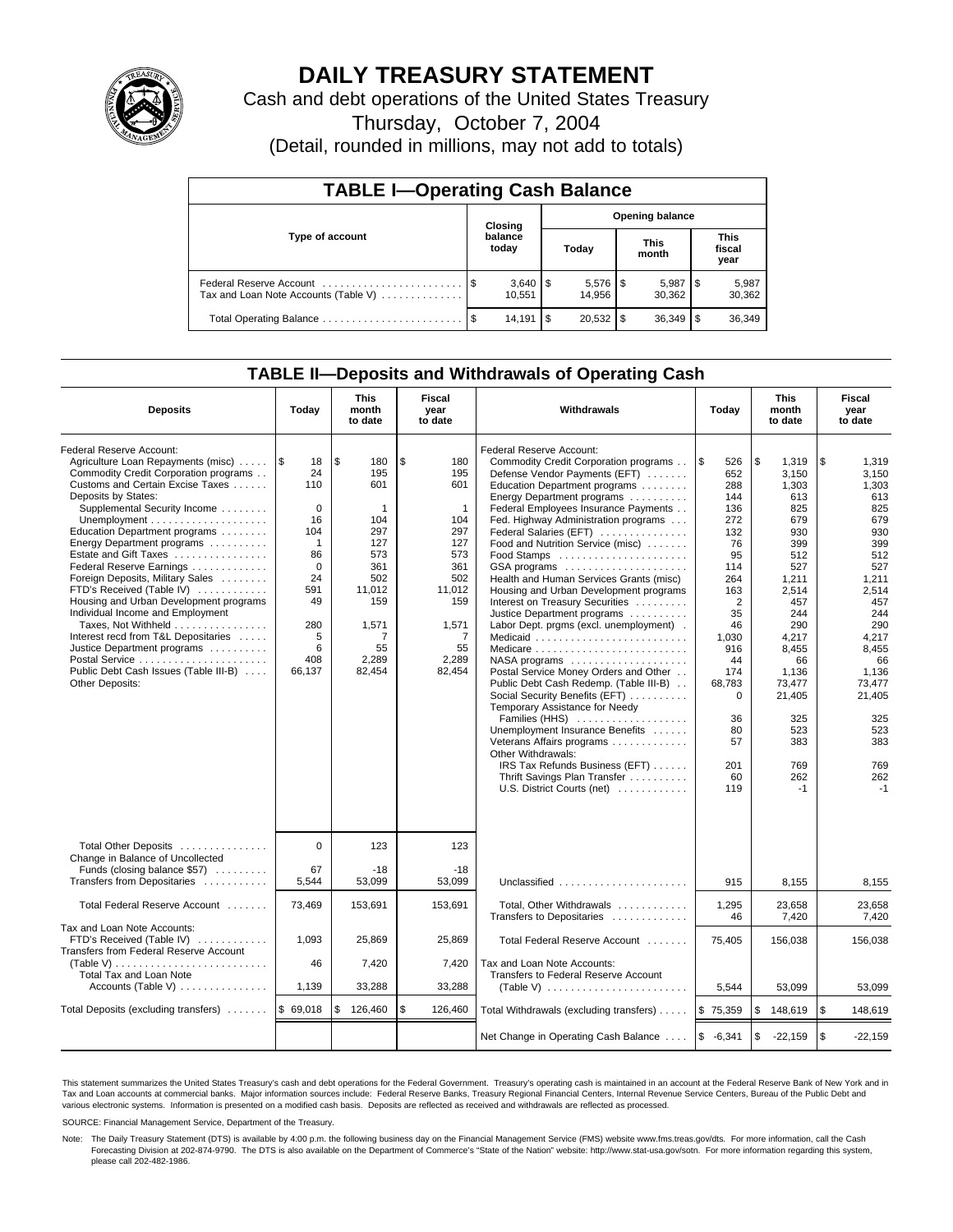# DAILY TREASURY STATEMENT

Cash and debt operations of the United States Treasury

Thursday, October 7, 2004

(Detail, rounded in millions, may not add to totals)

## TABLE I—Operating Cash Balance

| Type of account | Closing balance today | Opening balance Today | Opening balance This month | Opening balance This fiscal year |
|---|---|---|---|---|
| Federal Reserve Account | $ 3,640 | $ 5,576 | $ 5,987 | $ 5,987 |
| Tax and Loan Note Accounts (Table V) | 10,551 | 14,956 | 30,362 | 30,362 |
| Total Operating Balance | $ 14,191 | $ 20,532 | $ 36,349 | $ 36,349 |

## TABLE II—Deposits and Withdrawals of Operating Cash

| Deposits | Today | This month to date | Fiscal year to date | Withdrawals | Today | This month to date | Fiscal year to date |
|---|---|---|---|---|---|---|---|
| Federal Reserve Account: | | | | Federal Reserve Account: | | | |
| Agriculture Loan Repayments (misc) | $ 18 | $ 180 | $ 180 | Commodity Credit Corporation programs | $ 526 | $ 1,319 | $ 1,319 |
| Commodity Credit Corporation programs | 24 | 195 | 195 | Defense Vendor Payments (EFT) | 652 | 3,150 | 3,150 |
| Customs and Certain Excise Taxes | 110 | 601 | 601 | Education Department programs | 288 | 1,303 | 1,303 |
| Deposits by States: | | | | Energy Department programs | 144 | 613 | 613 |
| Supplemental Security Income | 0 | 1 | 1 | Federal Employees Insurance Payments | 136 | 825 | 825 |
| Unemployment | 16 | 104 | 104 | Fed. Highway Administration programs | 272 | 679 | 679 |
| Education Department programs | 104 | 297 | 297 | Federal Salaries (EFT) | 132 | 930 | 930 |
| Energy Department programs | 1 | 127 | 127 | Food and Nutrition Service (misc) | 76 | 399 | 399 |
| Estate and Gift Taxes | 86 | 573 | 573 | Food Stamps | 95 | 512 | 512 |
| Federal Reserve Earnings | 0 | 361 | 361 | GSA programs | 114 | 527 | 527 |
| Foreign Deposits, Military Sales | 24 | 502 | 502 | Health and Human Services Grants (misc) | 264 | 1,211 | 1,211 |
| FTD's Received (Table IV) | 591 | 11,012 | 11,012 | Housing and Urban Development programs | 163 | 2,514 | 2,514 |
| Housing and Urban Development programs | 49 | 159 | 159 | Interest on Treasury Securities | 2 | 457 | 457 |
| Individual Income and Employment | | | | Justice Department programs | 35 | 244 | 244 |
| Taxes, Not Withheld | 280 | 1,571 | 1,571 | Labor Dept. prgms (excl. unemployment) | 46 | 290 | 290 |
| Interest recd from T&L Depositaries | 5 | 7 | 7 | Medicaid | 1,030 | 4,217 | 4,217 |
| Justice Department programs | 6 | 55 | 55 | Medicare | 916 | 8,455 | 8,455 |
| Postal Service | 408 | 2,289 | 2,289 | NASA programs | 44 | 66 | 66 |
| Public Debt Cash Issues (Table III-B) | 66,137 | 82,454 | 82,454 | Postal Service Money Orders and Other | 174 | 1,136 | 1,136 |
| Other Deposits: | | | | Public Debt Cash Redemp. (Table III-B) | 68,783 | 73,477 | 73,477 |
| | | | | Social Security Benefits (EFT) | 0 | 21,405 | 21,405 |
| | | | | Temporary Assistance for Needy | | | |
| | | | | Families (HHS) | 36 | 325 | 325 |
| | | | | Unemployment Insurance Benefits | 80 | 523 | 523 |
| | | | | Veterans Affairs programs | 57 | 383 | 383 |
| | | | | Other Withdrawals: | | | |
| | | | | IRS Tax Refunds Business (EFT) | 201 | 769 | 769 |
| | | | | Thrift Savings Plan Transfer | 60 | 262 | 262 |
| | | | | U.S. District Courts (net) | 119 | -1 | -1 |
| Total Other Deposits | 0 | 123 | 123 | | | | |
| Change in Balance of Uncollected | | | | | | | |
| Funds (closing balance $57) | 67 | -18 | -18 | | | | |
| Transfers from Depositaries | 5,544 | 53,099 | 53,099 | Unclassified | 915 | 8,155 | 8,155 |
| Total Federal Reserve Account | 73,469 | 153,691 | 153,691 | Total, Other Withdrawals | 1,295 | 23,658 | 23,658 |
| | | | | Transfers to Depositaries | 46 | 7,420 | 7,420 |
| Tax and Loan Note Accounts: | | | | | | | |
| FTD's Received (Table IV) | 1,093 | 25,869 | 25,869 | Total Federal Reserve Account | 75,405 | 156,038 | 156,038 |
| Transfers from Federal Reserve Account | | | | | | | |
| (Table V) | 46 | 7,420 | 7,420 | Tax and Loan Note Accounts: | | | |
| Total Tax and Loan Note | | | | Transfers to Federal Reserve Account | | | |
| Accounts (Table V) | 1,139 | 33,288 | 33,288 | (Table V) | 5,544 | 53,099 | 53,099 |
| Total Deposits (excluding transfers) | $ 69,018 | $ 126,460 | $ 126,460 | Total Withdrawals (excluding transfers) | $ 75,359 | $ 148,619 | $ 148,619 |
| | | | | Net Change in Operating Cash Balance | $ -6,341 | $ -22,159 | $ -22,159 |

This statement summarizes the United States Treasury's cash and debt operations for the Federal Government. Treasury's operating cash is maintained in an account at the Federal Reserve Bank of New York and in Tax and Loan accounts at commercial banks. Major information sources include: Federal Reserve Banks, Treasury Regional Financial Centers, Internal Revenue Service Centers, Bureau of the Public Debt and various electronic systems. Information is presented on a modified cash basis. Deposits are reflected as received and withdrawals are reflected as processed.

SOURCE: Financial Management Service, Department of the Treasury.

Note: The Daily Treasury Statement (DTS) is available by 4:00 p.m. the following business day on the Financial Management Service (FMS) website www.fms.treas.gov/dts. For more information, call the Cash Forecasting Division at 202-874-9790. The DTS is also available on the Department of Commerce's "State of the Nation" website: http://www.stat-usa.gov/sotn. For more information regarding this system, please call 202-482-1986.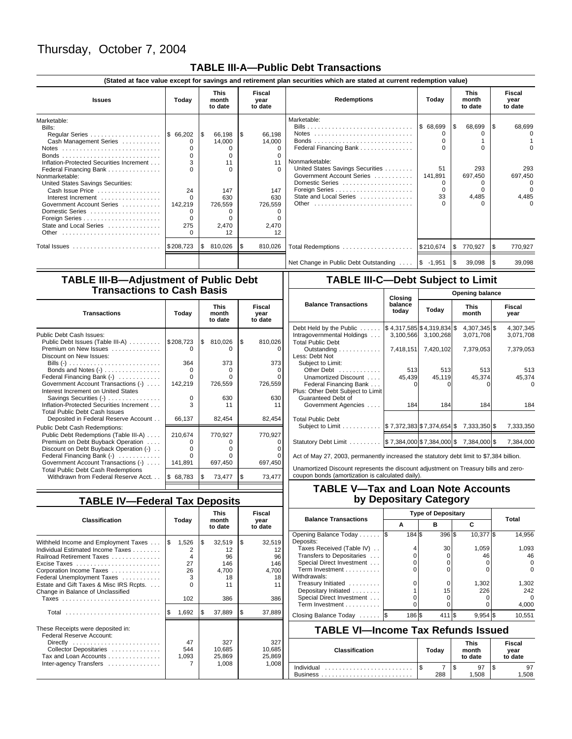Thursday, October 7, 2004

## TABLE III-A—Public Debt Transactions

(Stated at face value except for savings and retirement plan securities which are stated at current redemption value)

| Issues | Today | This month to date | Fiscal year to date |
|---|---|---|---|
| Marketable: | | | |
| Bills: | | | |
| Regular Series | $ 66,202 | $ 66,198 | $ 66,198 |
| Cash Management Series | 0 | 14,000 | 14,000 |
| Notes | 0 | 0 | 0 |
| Bonds | 0 | 0 | 0 |
| Inflation-Protected Securities Increment | 3 | 11 | 11 |
| Federal Financing Bank | 0 | 0 | 0 |
| Nonmarketable: | | | |
| United States Savings Securities: | | | |
| Cash Issue Price | 24 | 147 | 147 |
| Interest Increment | 0 | 630 | 630 |
| Government Account Series | 142,219 | 726,559 | 726,559 |
| Domestic Series | 0 | 0 | 0 |
| Foreign Series | 0 | 0 | 0 |
| State and Local Series | 275 | 2,470 | 2,470 |
| Other | 0 | 12 | 12 |
| Total Issues | $208,723 | $ 810,026 | $ 810,026 |

| Redemptions | Today | This month to date | Fiscal year to date |
|---|---|---|---|
| Marketable: | | | |
| Bills | $ 68,699 | $ 68,699 | $ 68,699 |
| Notes | 0 | 0 | 0 |
| Bonds | 0 | 1 | 1 |
| Federal Financing Bank | 0 | 0 | 0 |
| Nonmarketable: | | | |
| United States Savings Securities | 51 | 293 | 293 |
| Government Account Series | 141,891 | 697,450 | 697,450 |
| Domestic Series | 0 | 0 | 0 |
| Foreign Series | 0 | 0 | 0 |
| State and Local Series | 33 | 4,485 | 4,485 |
| Other | 0 | 0 | 0 |
| Total Redemptions | $210,674 | $ 770,927 | $ 770,927 |
| Net Change in Public Debt Outstanding | $ -1,951 | $ 39,098 | $ 39,098 |

## TABLE III-B—Adjustment of Public Debt Transactions to Cash Basis

| Transactions | Today | This month to date | Fiscal year to date |
|---|---|---|---|
| Public Debt Cash Issues: | | | |
| Public Debt Issues (Table III-A) | $208,723 | $ 810,026 | $ 810,026 |
| Premium on New Issues | 0 | 0 | 0 |
| Discount on New Issues: | | | |
| Bills (-) | 364 | 373 | 373 |
| Bonds and Notes (-) | 0 | 0 | 0 |
| Federal Financing Bank (-) | 0 | 0 | 0 |
| Government Account Transactions (-) | 142,219 | 726,559 | 726,559 |
| Interest Increment on United States Savings Securities (-) | 0 | 630 | 630 |
| Inflation-Protected Securities Increment | 3 | 11 | 11 |
| Total Public Debt Cash Issues Deposited in Federal Reserve Account | 66,137 | 82,454 | 82,454 |
| Public Debt Cash Redemptions: | | | |
| Public Debt Redemptions (Table III-A) | 210,674 | 770,927 | 770,927 |
| Premium on Debt Buyback Operation | 0 | 0 | 0 |
| Discount on Debt Buyback Operation (-) | 0 | 0 | 0 |
| Federal Financing Bank (-) | 0 | 0 | 0 |
| Government Account Transactions (-) | 141,891 | 697,450 | 697,450 |
| Total Public Debt Cash Redemptions Withdrawn from Federal Reserve Acct. | $ 68,783 | $ 73,477 | $ 73,477 |

## TABLE III-C—Debt Subject to Limit

| Balance Transactions | Closing balance today | Opening balance Today | Opening balance This month | Opening balance Fiscal year |
|---|---|---|---|---|
| Debt Held by the Public | $ 4,317,585 | $ 4,319,834 | $ 4,307,345 | $ 4,307,345 |
| Intragovernmental Holdings | 3,100,566 | 3,100,268 | 3,071,708 | 3,071,708 |
| Total Public Debt Outstanding | 7,418,151 | 7,420,102 | 7,379,053 | 7,379,053 |
| Less: Debt Not Subject to Limit: | | | | |
| Other Debt | 513 | 513 | 513 | 513 |
| Unamortized Discount | 45,439 | 45,119 | 45,374 | 45,374 |
| Federal Financing Bank | 0 | 0 | 0 | 0 |
| Plus: Other Debt Subject to Limit Guaranteed Debt of Government Agencies | 184 | 184 | 184 | 184 |
| Total Public Debt Subject to Limit | $ 7,372,383 | $ 7,374,654 | $ 7,333,350 | $ 7,333,350 |
| Statutory Debt Limit | $ 7,384,000 | $ 7,384,000 | $ 7,384,000 | $ 7,384,000 |

Act of May 27, 2003, permanently increased the statutory debt limit to $7,384 billion.

Unamortized Discount represents the discount adjustment on Treasury bills and zero-coupon bonds (amortization is calculated daily).

## TABLE IV—Federal Tax Deposits

| Classification | Today | This month to date | Fiscal year to date |
|---|---|---|---|
| Withheld Income and Employment Taxes | $ 1,526 | $ 32,519 | $ 32,519 |
| Individual Estimated Income Taxes | 2 | 12 | 12 |
| Railroad Retirement Taxes | 4 | 96 | 96 |
| Excise Taxes | 27 | 146 | 146 |
| Corporation Income Taxes | 26 | 4,700 | 4,700 |
| Federal Unemployment Taxes | 3 | 18 | 18 |
| Estate and Gift Taxes & Misc IRS Rcpts. | 0 | 11 | 11 |
| Change in Balance of Unclassified Taxes | 102 | 386 | 386 |
| Total | $ 1,692 | $ 37,889 | $ 37,889 |
| These Receipts were deposited in: | | | |
| Federal Reserve Account: | | | |
| Directly | 47 | 327 | 327 |
| Collector Depositaries | 544 | 10,685 | 10,685 |
| Tax and Loan Accounts | 1,093 | 25,869 | 25,869 |
| Inter-agency Transfers | 7 | 1,008 | 1,008 |

## TABLE V—Tax and Loan Note Accounts by Depositary Category

| Balance Transactions | Type of Depositary A | Type of Depositary B | Type of Depositary C | Total |
|---|---|---|---|---|
| Opening Balance Today | $ 184 | $ 396 | $ 10,377 | $ 14,956 |
| Deposits: | | | | |
| Taxes Received (Table IV) | 4 | 30 | 1,059 | 1,093 |
| Transfers to Depositaries | 0 | 0 | 46 | 46 |
| Special Direct Investment | 0 | 0 | 0 | 0 |
| Term Investment | 0 | 0 | 0 | 0 |
| Withdrawals: | | | | |
| Treasury Initiated | 0 | 0 | 1,302 | 1,302 |
| Depositary Initiated | 1 | 15 | 226 | 242 |
| Special Direct Investment | 0 | 0 | 0 | 0 |
| Term Investment | 0 | 0 | 0 | 4,000 |
| Closing Balance Today | $ 186 | $ 411 | $ 9,954 | $ 10,551 |

## TABLE VI—Income Tax Refunds Issued

| Classification | Today | This month to date | Fiscal year to date |
|---|---|---|---|
| Individual | $ 7 | $ 97 | $ 97 |
| Business | 288 | 1,508 | 1,508 |